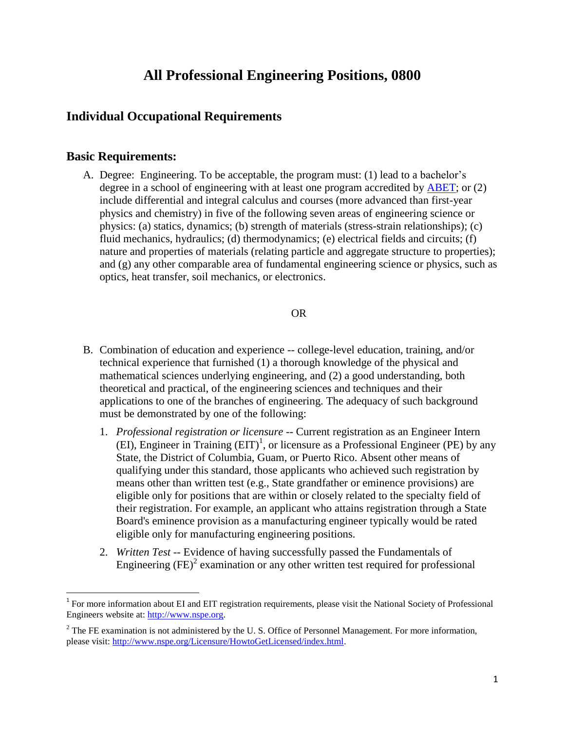# All Professional Engineering Positions, 0800

## Individual Occupational Requirements

## Basic Requirements:

A. Degree: Engineering. To be acceptable, the program must: (1) lead to a bachelor's degree in a school of engineering with at least one program accredited by ABET; or (2) include differential and integral calculus and courses (more advanced than first-year physics and chemistry) in five of the following seven areas of engineering science or physics: (a) statics, dynamics; (b) strength of materials (stress-strain relationships); (c) fluid mechanics, hydraulics; (d) thermodynamics; (e) electrical fields and circuits; (f) nature and properties of materials (relating particle and aggregate structure to properties); and (g) any other comparable area of fundamental engineering science or physics, such as optics, heat transfer, soil mechanics, or electronics.

OR

B. Combination of education and experience -- college-level education, training, and/or technical experience that furnished (1) a thorough knowledge of the physical and mathematical sciences underlying engineering, and (2) a good understanding, both theoretical and practical, of the engineering sciences and techniques and their applications to one of the branches of engineering. The adequacy of such background must be demonstrated by one of the following:

   1. *Professional registration or licensure* -- Current registration as an Engineer Intern (EI), Engineer in Training (EIT)[1], or licensure as a Professional Engineer (PE) by any State, the District of Columbia, Guam, or Puerto Rico. Absent other means of qualifying under this standard, those applicants who achieved such registration by means other than written test (e.g., State grandfather or eminence provisions) are eligible only for positions that are within or closely related to the specialty field of their registration. For example, an applicant who attains registration through a State Board's eminence provision as a manufacturing engineer typically would be rated eligible only for manufacturing engineering positions.

   2. *Written Test* -- Evidence of having successfully passed the Fundamentals of Engineering (FE)[2] examination or any other written test required for professional

[1] For more information about EI and EIT registration requirements, please visit the National Society of Professional Engineers website at: http://www.nspe.org.

[2] The FE examination is not administered by the U. S. Office of Personnel Management. For more information, please visit: http://www.nspe.org/Licensure/HowtoGetLicensed/index.html.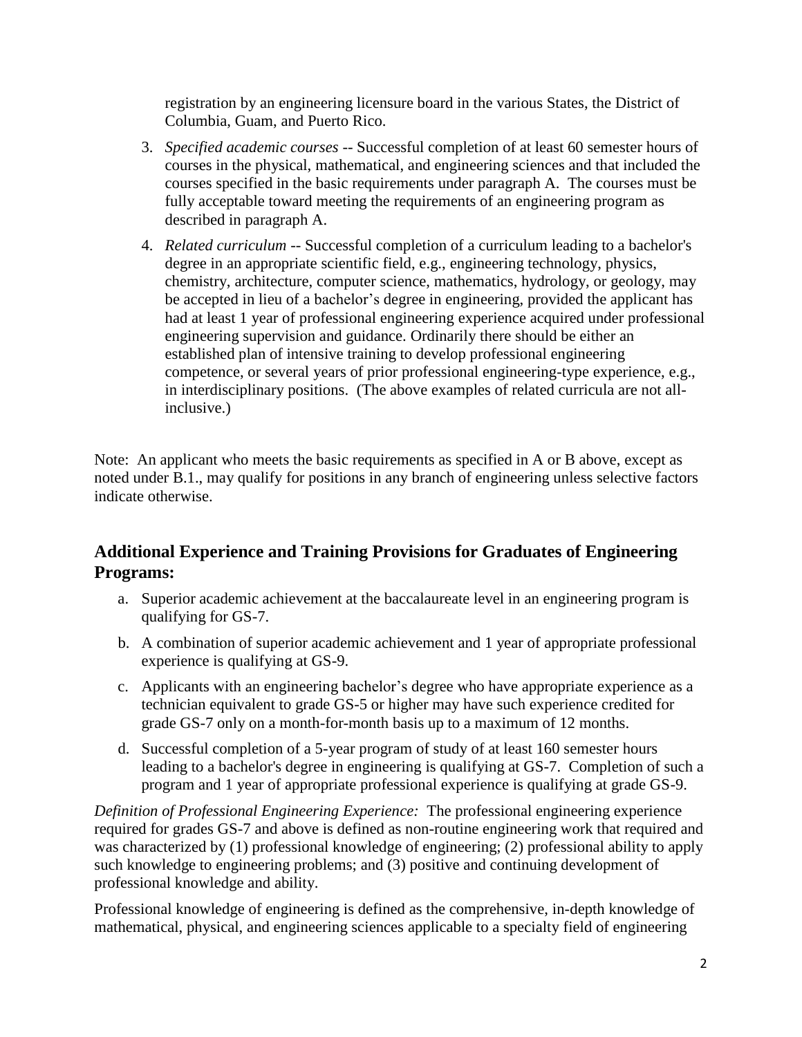registration by an engineering licensure board in the various States, the District of Columbia, Guam, and Puerto Rico.

3. *Specified academic courses* -- Successful completion of at least 60 semester hours of courses in the physical, mathematical, and engineering sciences and that included the courses specified in the basic requirements under paragraph A. The courses must be fully acceptable toward meeting the requirements of an engineering program as described in paragraph A.
4. *Related curriculum* -- Successful completion of a curriculum leading to a bachelor's degree in an appropriate scientific field, e.g., engineering technology, physics, chemistry, architecture, computer science, mathematics, hydrology, or geology, may be accepted in lieu of a bachelor's degree in engineering, provided the applicant has had at least 1 year of professional engineering experience acquired under professional engineering supervision and guidance. Ordinarily there should be either an established plan of intensive training to develop professional engineering competence, or several years of prior professional engineering-type experience, e.g., in interdisciplinary positions. (The above examples of related curricula are not all-inclusive.)

Note: An applicant who meets the basic requirements as specified in A or B above, except as noted under B.1., may qualify for positions in any branch of engineering unless selective factors indicate otherwise.

## Additional Experience and Training Provisions for Graduates of Engineering Programs:

a. Superior academic achievement at the baccalaureate level in an engineering program is qualifying for GS-7.

b. A combination of superior academic achievement and 1 year of appropriate professional experience is qualifying at GS-9.

c. Applicants with an engineering bachelor's degree who have appropriate experience as a technician equivalent to grade GS-5 or higher may have such experience credited for grade GS-7 only on a month-for-month basis up to a maximum of 12 months.

d. Successful completion of a 5-year program of study of at least 160 semester hours leading to a bachelor's degree in engineering is qualifying at GS-7. Completion of such a program and 1 year of appropriate professional experience is qualifying at grade GS-9.

*Definition of Professional Engineering Experience:* The professional engineering experience required for grades GS-7 and above is defined as non-routine engineering work that required and was characterized by (1) professional knowledge of engineering; (2) professional ability to apply such knowledge to engineering problems; and (3) positive and continuing development of professional knowledge and ability.

Professional knowledge of engineering is defined as the comprehensive, in-depth knowledge of mathematical, physical, and engineering sciences applicable to a specialty field of engineering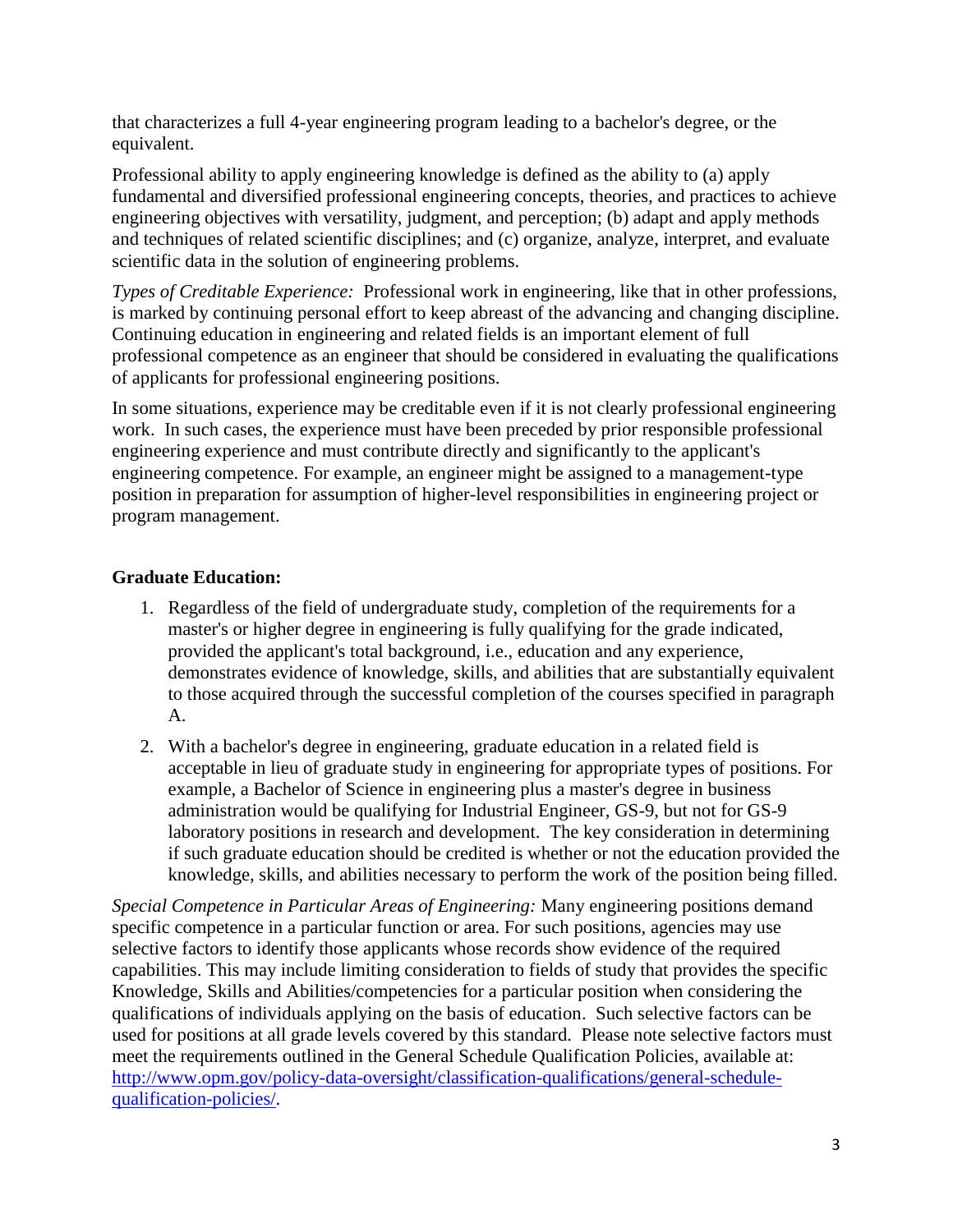that characterizes a full 4-year engineering program leading to a bachelor's degree, or the equivalent.

Professional ability to apply engineering knowledge is defined as the ability to (a) apply fundamental and diversified professional engineering concepts, theories, and practices to achieve engineering objectives with versatility, judgment, and perception; (b) adapt and apply methods and techniques of related scientific disciplines; and (c) organize, analyze, interpret, and evaluate scientific data in the solution of engineering problems.

*Types of Creditable Experience:* Professional work in engineering, like that in other professions, is marked by continuing personal effort to keep abreast of the advancing and changing discipline. Continuing education in engineering and related fields is an important element of full professional competence as an engineer that should be considered in evaluating the qualifications of applicants for professional engineering positions.

In some situations, experience may be creditable even if it is not clearly professional engineering work. In such cases, the experience must have been preceded by prior responsible professional engineering experience and must contribute directly and significantly to the applicant's engineering competence. For example, an engineer might be assigned to a management-type position in preparation for assumption of higher-level responsibilities in engineering project or program management.

**Graduate Education:**

1. Regardless of the field of undergraduate study, completion of the requirements for a master's or higher degree in engineering is fully qualifying for the grade indicated, provided the applicant's total background, i.e., education and any experience, demonstrates evidence of knowledge, skills, and abilities that are substantially equivalent to those acquired through the successful completion of the courses specified in paragraph A.

2. With a bachelor's degree in engineering, graduate education in a related field is acceptable in lieu of graduate study in engineering for appropriate types of positions. For example, a Bachelor of Science in engineering plus a master's degree in business administration would be qualifying for Industrial Engineer, GS-9, but not for GS-9 laboratory positions in research and development. The key consideration in determining if such graduate education should be credited is whether or not the education provided the knowledge, skills, and abilities necessary to perform the work of the position being filled.

*Special Competence in Particular Areas of Engineering:* Many engineering positions demand specific competence in a particular function or area. For such positions, agencies may use selective factors to identify those applicants whose records show evidence of the required capabilities. This may include limiting consideration to fields of study that provides the specific Knowledge, Skills and Abilities/competencies for a particular position when considering the qualifications of individuals applying on the basis of education. Such selective factors can be used for positions at all grade levels covered by this standard. Please note selective factors must meet the requirements outlined in the General Schedule Qualification Policies, available at: [http://www.opm.gov/policy-data-oversight/classification-qualifications/general-schedule-qualification-policies/](http://www.opm.gov/policy-data-oversight/classification-qualifications/general-schedule-qualification-policies/).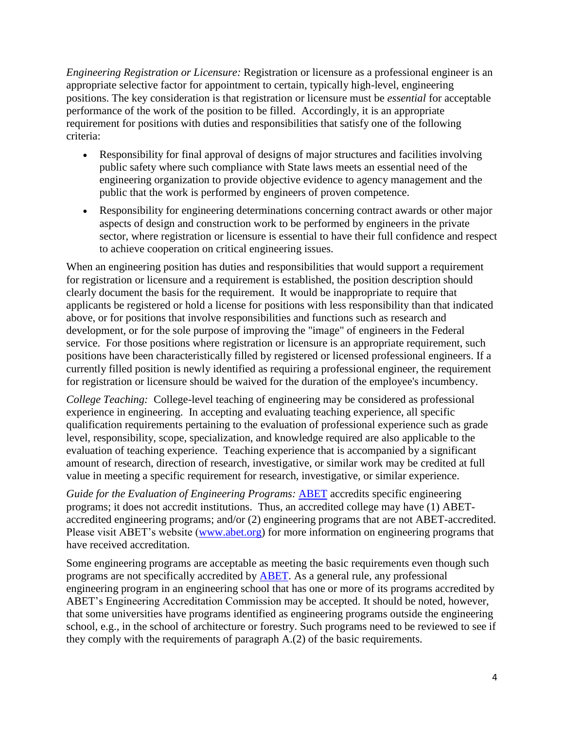*Engineering Registration or Licensure:* Registration or licensure as a professional engineer is an appropriate selective factor for appointment to certain, typically high-level, engineering positions. The key consideration is that registration or licensure must be *essential* for acceptable performance of the work of the position to be filled. Accordingly, it is an appropriate requirement for positions with duties and responsibilities that satisfy one of the following criteria:

- Responsibility for final approval of designs of major structures and facilities involving public safety where such compliance with State laws meets an essential need of the engineering organization to provide objective evidence to agency management and the public that the work is performed by engineers of proven competence.
- Responsibility for engineering determinations concerning contract awards or other major aspects of design and construction work to be performed by engineers in the private sector, where registration or licensure is essential to have their full confidence and respect to achieve cooperation on critical engineering issues.

When an engineering position has duties and responsibilities that would support a requirement for registration or licensure and a requirement is established, the position description should clearly document the basis for the requirement. It would be inappropriate to require that applicants be registered or hold a license for positions with less responsibility than that indicated above, or for positions that involve responsibilities and functions such as research and development, or for the sole purpose of improving the "image" of engineers in the Federal service. For those positions where registration or licensure is an appropriate requirement, such positions have been characteristically filled by registered or licensed professional engineers. If a currently filled position is newly identified as requiring a professional engineer, the requirement for registration or licensure should be waived for the duration of the employee's incumbency.

*College Teaching:* College-level teaching of engineering may be considered as professional experience in engineering. In accepting and evaluating teaching experience, all specific qualification requirements pertaining to the evaluation of professional experience such as grade level, responsibility, scope, specialization, and knowledge required are also applicable to the evaluation of teaching experience. Teaching experience that is accompanied by a significant amount of research, direction of research, investigative, or similar work may be credited at full value in meeting a specific requirement for research, investigative, or similar experience.

*Guide for the Evaluation of Engineering Programs:* ABET accredits specific engineering programs; it does not accredit institutions. Thus, an accredited college may have (1) ABET-accredited engineering programs; and/or (2) engineering programs that are not ABET-accredited. Please visit ABET's website (www.abet.org) for more information on engineering programs that have received accreditation.

Some engineering programs are acceptable as meeting the basic requirements even though such programs are not specifically accredited by ABET. As a general rule, any professional engineering program in an engineering school that has one or more of its programs accredited by ABET's Engineering Accreditation Commission may be accepted. It should be noted, however, that some universities have programs identified as engineering programs outside the engineering school, e.g., in the school of architecture or forestry. Such programs need to be reviewed to see if they comply with the requirements of paragraph A.(2) of the basic requirements.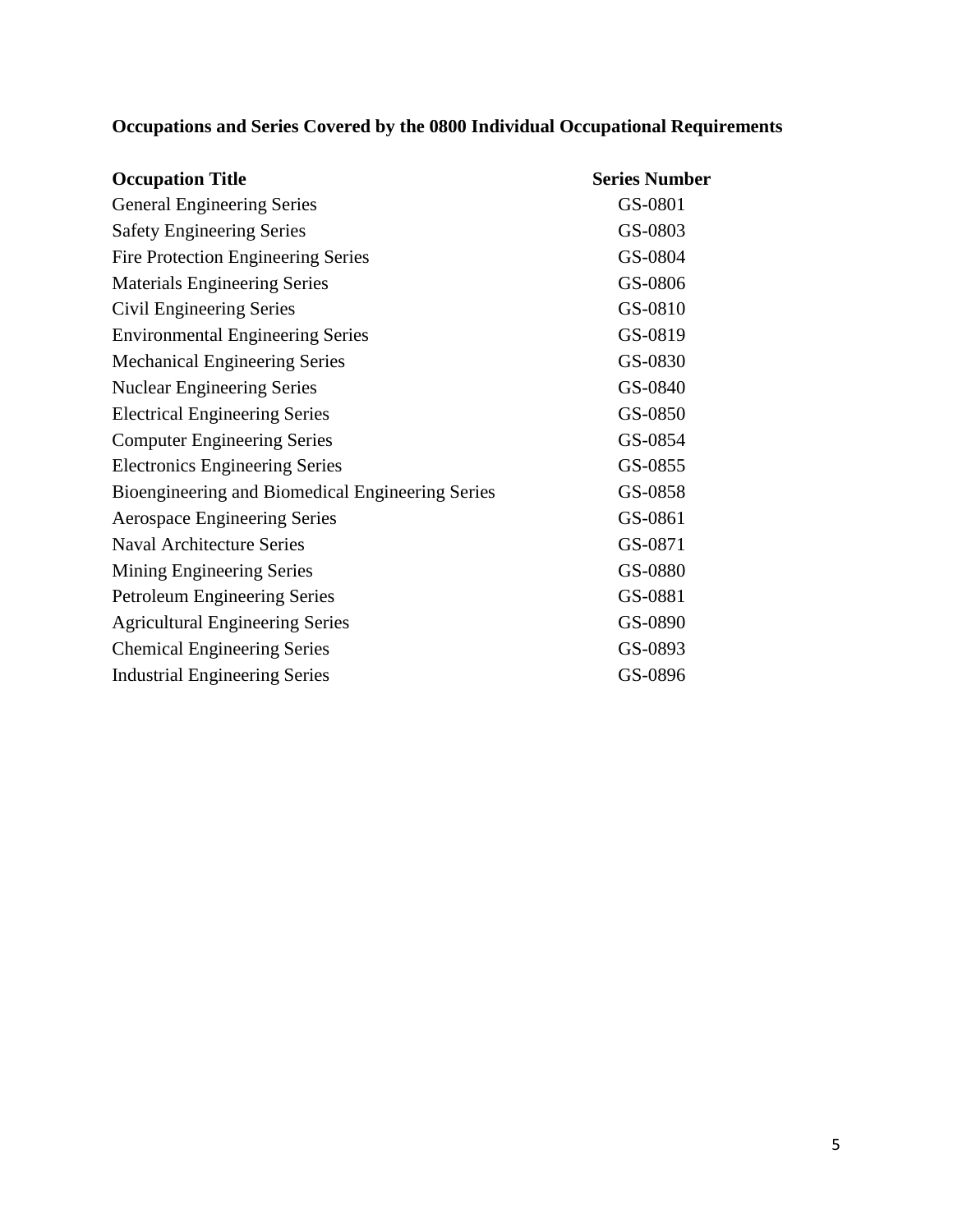**Occupations and Series Covered by the 0800 Individual Occupational Requirements**

| Occupation Title | Series Number |
|---|---|
| General Engineering Series | GS-0801 |
| Safety Engineering Series | GS-0803 |
| Fire Protection Engineering Series | GS-0804 |
| Materials Engineering Series | GS-0806 |
| Civil Engineering Series | GS-0810 |
| Environmental Engineering Series | GS-0819 |
| Mechanical Engineering Series | GS-0830 |
| Nuclear Engineering Series | GS-0840 |
| Electrical Engineering Series | GS-0850 |
| Computer Engineering Series | GS-0854 |
| Electronics Engineering Series | GS-0855 |
| Bioengineering and Biomedical Engineering Series | GS-0858 |
| Aerospace Engineering Series | GS-0861 |
| Naval Architecture Series | GS-0871 |
| Mining Engineering Series | GS-0880 |
| Petroleum Engineering Series | GS-0881 |
| Agricultural Engineering Series | GS-0890 |
| Chemical Engineering Series | GS-0893 |
| Industrial Engineering Series | GS-0896 |